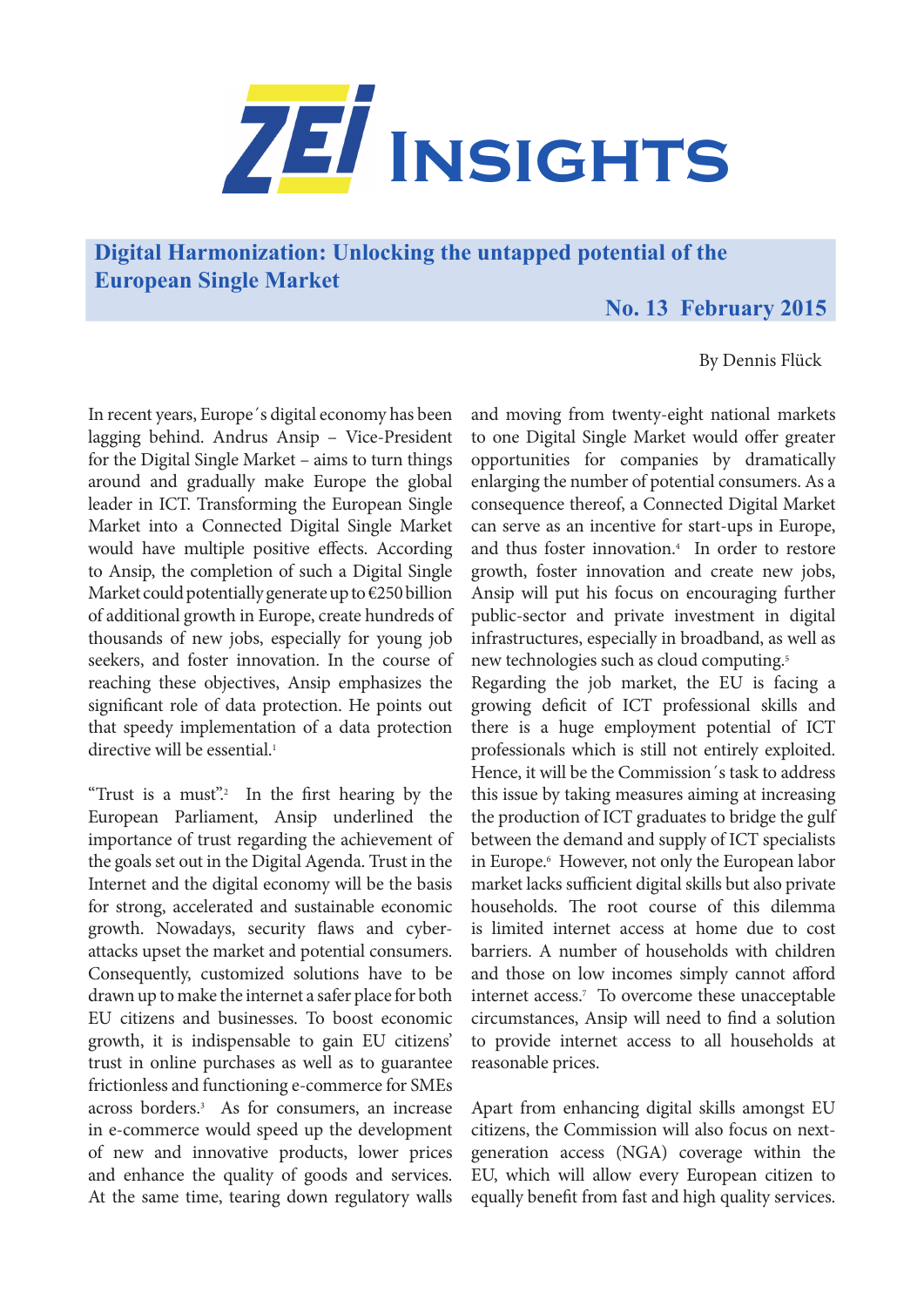# ZEI Insights

## Digital Harmonization: Unlocking the untapped potential of the European Single Market

**No. 13 February 2015**

By Dennis Flück

In recent years, Europe´s digital economy has been lagging behind. Andrus Ansip – Vice-President for the Digital Single Market – aims to turn things around and gradually make Europe the global leader in ICT. Transforming the European Single Market into a Connected Digital Single Market would have multiple positive effects. According to Ansip, the completion of such a Digital Single Market could potentially generate up to €250 billion of additional growth in Europe, create hundreds of thousands of new jobs, especially for young job seekers, and foster innovation. In the course of reaching these objectives, Ansip emphasizes the significant role of data protection. He points out that speedy implementation of a data protection directive will be essential.[1]

"Trust is a must".[2] In the first hearing by the European Parliament, Ansip underlined the importance of trust regarding the achievement of the goals set out in the Digital Agenda. Trust in the Internet and the digital economy will be the basis for strong, accelerated and sustainable economic growth. Nowadays, security flaws and cyber-attacks upset the market and potential consumers. Consequently, customized solutions have to be drawn up to make the internet a safer place for both EU citizens and businesses. To boost economic growth, it is indispensable to gain EU citizens' trust in online purchases as well as to guarantee frictionless and functioning e-commerce for SMEs across borders.[3] As for consumers, an increase in e-commerce would speed up the development of new and innovative products, lower prices and enhance the quality of goods and services. At the same time, tearing down regulatory walls and moving from twenty-eight national markets to one Digital Single Market would offer greater opportunities for companies by dramatically enlarging the number of potential consumers. As a consequence thereof, a Connected Digital Market can serve as an incentive for start-ups in Europe, and thus foster innovation.[4] In order to restore growth, foster innovation and create new jobs, Ansip will put his focus on encouraging further public-sector and private investment in digital infrastructures, especially in broadband, as well as new technologies such as cloud computing.[5]

Regarding the job market, the EU is facing a growing deficit of ICT professional skills and there is a huge employment potential of ICT professionals which is still not entirely exploited. Hence, it will be the Commission´s task to address this issue by taking measures aiming at increasing the production of ICT graduates to bridge the gulf between the demand and supply of ICT specialists in Europe.[6] However, not only the European labor market lacks sufficient digital skills but also private households. The root course of this dilemma is limited internet access at home due to cost barriers. A number of households with children and those on low incomes simply cannot afford internet access.[7] To overcome these unacceptable circumstances, Ansip will need to find a solution to provide internet access to all households at reasonable prices.

Apart from enhancing digital skills amongst EU citizens, the Commission will also focus on next-generation access (NGA) coverage within the EU, which will allow every European citizen to equally benefit from fast and high quality services.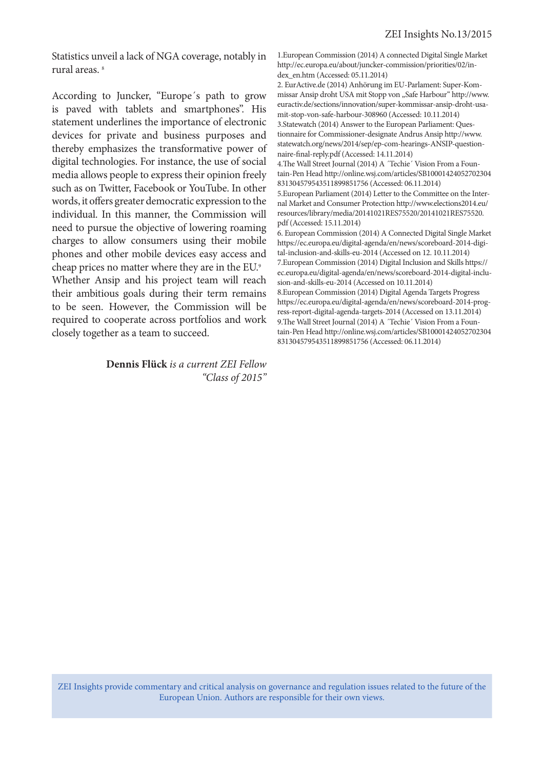Statistics unveil a lack of NGA coverage, notably in rural areas. [8]

According to Juncker, "Europe´s path to grow is paved with tablets and smartphones". His statement underlines the importance of electronic devices for private and business purposes and thereby emphasizes the transformative power of digital technologies. For instance, the use of social media allows people to express their opinion freely such as on Twitter, Facebook or YouTube. In other words, it offers greater democratic expression to the individual. In this manner, the Commission will need to pursue the objective of lowering roaming charges to allow consumers using their mobile phones and other mobile devices easy access and cheap prices no matter where they are in the EU.[9] Whether Ansip and his project team will reach their ambitious goals during their term remains to be seen. However, the Commission will be required to cooperate across portfolios and work closely together as a team to succeed.

**Dennis Flück** *is a current ZEI Fellow "Class of 2015"*

1.European Commission (2014) A connected Digital Single Market http://ec.europa.eu/about/juncker-commission/priorities/02/index_en.htm (Accessed: 05.11.2014)
2. EurActive.de (2014) Anhörung im EU-Parlament: Super-Kommissar Ansip droht USA mit Stopp von „Safe Harbour" http://www.euractiv.de/sections/innovation/super-kommissar-ansip-droht-usa-mit-stop-von-safe-harbour-308960 (Accessed: 10.11.2014)
3.Statewatch (2014) Answer to the European Parliament: Questionnaire for Commissioner-designate Andrus Ansip http://www.statewatch.org/news/2014/sep/ep-com-hearings-ANSIP-questionnaire-final-reply.pdf (Accessed: 14.11.2014)
4.The Wall Street Journal (2014) A ´Techie´ Vision From a Fountain-Pen Head http://online.wsj.com/articles/SB10001424052702304831304579543511899851756 (Accessed: 06.11.2014)
5.European Parliament (2014) Letter to the Committee on the Internal Market and Consumer Protection http://www.elections2014.eu/resources/library/media/20141021RES75520/20141021RES75520.pdf (Accessed: 15.11.2014)
6. European Commission (2014) A Connected Digital Single Market https://ec.europa.eu/digital-agenda/en/news/scoreboard-2014-digital-inclusion-and-skills-eu-2014 (Accessed on 12. 10.11.2014)
7.European Commission (2014) Digital Inclusion and Skills https://ec.europa.eu/digital-agenda/en/news/scoreboard-2014-digital-inclusion-and-skills-eu-2014 (Accessed on 10.11.2014)
8.European Commission (2014) Digital Agenda Targets Progress https://ec.europa.eu/digital-agenda/en/news/scoreboard-2014-progress-report-digital-agenda-targets-2014 (Accessed on 13.11.2014)
9.The Wall Street Journal (2014) A ´Techie´ Vision From a Fountain-Pen Head http://online.wsj.com/articles/SB10001424052702304831304579543511899851756 (Accessed: 06.11.2014)

ZEI Insights provide commentary and critical analysis on governance and regulation issues related to the future of the European Union. Authors are responsible for their own views.